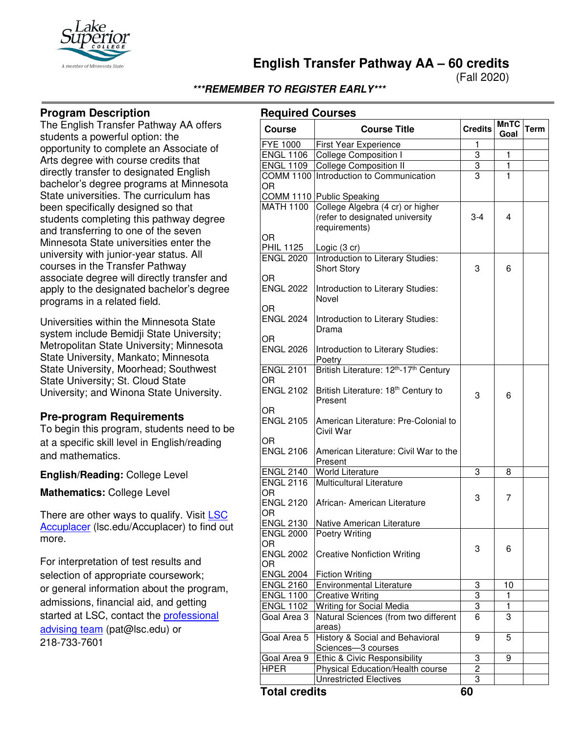# English Transfer Pathway AA – 60 credits

(Fall 2020)

***REMEMBER TO REGISTER EARLY***

## Program Description

The English Transfer Pathway AA offers students a powerful option: the opportunity to complete an Associate of Arts degree with course credits that directly transfer to designated English bachelor's degree programs at Minnesota State universities. The curriculum has been specifically designed so that students completing this pathway degree and transferring to one of the seven Minnesota State universities enter the university with junior-year status. All courses in the Transfer Pathway associate degree will directly transfer and apply to the designated bachelor's degree programs in a related field.

Universities within the Minnesota State system include Bemidji State University; Metropolitan State University; Minnesota State University, Mankato; Minnesota State University, Moorhead; Southwest State University; St. Cloud State University; and Winona State University.

## Pre-program Requirements

To begin this program, students need to be at a specific skill level in English/reading and mathematics.

**English/Reading:** College Level

**Mathematics:** College Level

There are other ways to qualify. Visit [LSC Accuplacer](lsc.edu/Accuplacer) (lsc.edu/Accuplacer) to find out more.

For interpretation of test results and selection of appropriate coursework; or general information about the program, admissions, financial aid, and getting started at LSC, contact the [professional advising team](pat@lsc.edu) (pat@lsc.edu) or 218-733-7601

## Required Courses

| Course | Course Title | Credits | MnTC Goal | Term |
|---|---|---|---|---|
| FYE 1000 | First Year Experience | 1 | | |
| ENGL 1106 | College Composition I | 3 | 1 | |
| ENGL 1109 | College Composition II | 3 | 1 | |
| COMM 1100 OR COMM 1110 | Introduction to Communication / Public Speaking | 3 | 1 | |
| MATH 1100 OR PHIL 1125 | College Algebra (4 cr) or higher (refer to designated university requirements) / Logic (3 cr) | 3-4 | 4 | |
| ENGL 2020 OR ENGL 2022 OR ENGL 2024 OR ENGL 2026 | Introduction to Literary Studies: Short Story / Introduction to Literary Studies: Novel / Introduction to Literary Studies: Drama / Introduction to Literary Studies: Poetry | 3 | 6 | |
| ENGL 2101 OR ENGL 2102 OR ENGL 2105 OR ENGL 2106 | British Literature: 12th-17th Century / British Literature: 18th Century to Present / American Literature: Pre-Colonial to Civil War / American Literature: Civil War to the Present | 3 | 6 | |
| ENGL 2140 | World Literature | 3 | 8 | |
| ENGL 2116 OR ENGL 2120 OR ENGL 2130 | Multicultural Literature / African- American Literature / Native American Literature | 3 | 7 | |
| ENGL 2000 OR ENGL 2002 OR ENGL 2004 | Poetry Writing / Creative Nonfiction Writing / Fiction Writing | 3 | 6 | |
| ENGL 2160 | Environmental Literature | 3 | 10 | |
| ENGL 1100 | Creative Writing | 3 | 1 | |
| ENGL 1102 | Writing for Social Media | 3 | 1 | |
| Goal Area 3 | Natural Sciences (from two different areas) | 6 | 3 | |
| Goal Area 5 | History & Social and Behavioral Sciences—3 courses | 9 | 5 | |
| Goal Area 9 | Ethic & Civic Responsibility | 3 | 9 | |
| HPER | Physical Education/Health course | 2 | | |
| | Unrestricted Electives | 3 | | |
| **Total credits** | | **60** | | |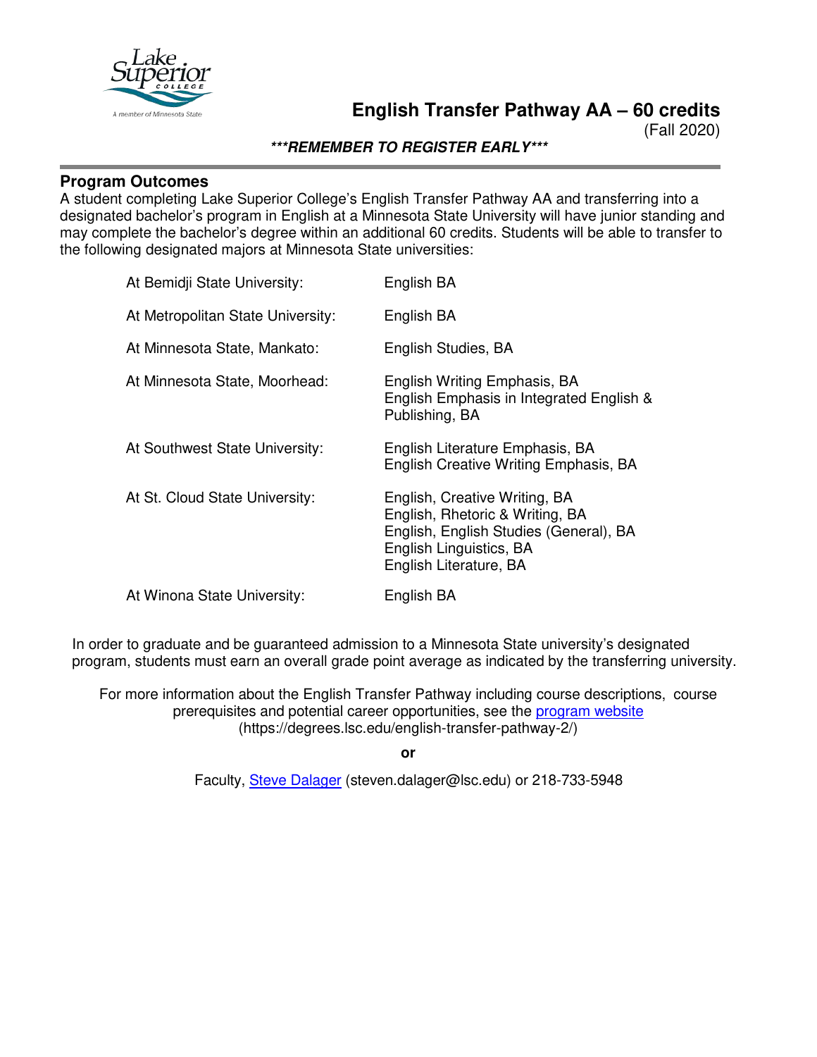# English Transfer Pathway AA – 60 credits

(Fall 2020)

***REMEMBER TO REGISTER EARLY***

## Program Outcomes

A student completing Lake Superior College's English Transfer Pathway AA and transferring into a designated bachelor's program in English at a Minnesota State University will have junior standing and may complete the bachelor's degree within an additional 60 credits. Students will be able to transfer to the following designated majors at Minnesota State universities:

| | |
|---|---|
| At Bemidji State University: | English BA |
| At Metropolitan State University: | English BA |
| At Minnesota State, Mankato: | English Studies, BA |
| At Minnesota State, Moorhead: | English Writing Emphasis, BA<br>English Emphasis in Integrated English & Publishing, BA |
| At Southwest State University: | English Literature Emphasis, BA<br>English Creative Writing Emphasis, BA |
| At St. Cloud State University: | English, Creative Writing, BA<br>English, Rhetoric & Writing, BA<br>English, English Studies (General), BA<br>English Linguistics, BA<br>English Literature, BA |
| At Winona State University: | English BA |

In order to graduate and be guaranteed admission to a Minnesota State university's designated program, students must earn an overall grade point average as indicated by the transferring university.

For more information about the English Transfer Pathway including course descriptions, course prerequisites and potential career opportunities, see the [program website](https://degrees.lsc.edu/english-transfer-pathway-2/) (https://degrees.lsc.edu/english-transfer-pathway-2/)

**or**

Faculty, [Steve Dalager](mailto:steven.dalager@lsc.edu) (steven.dalager@lsc.edu) or 218-733-5948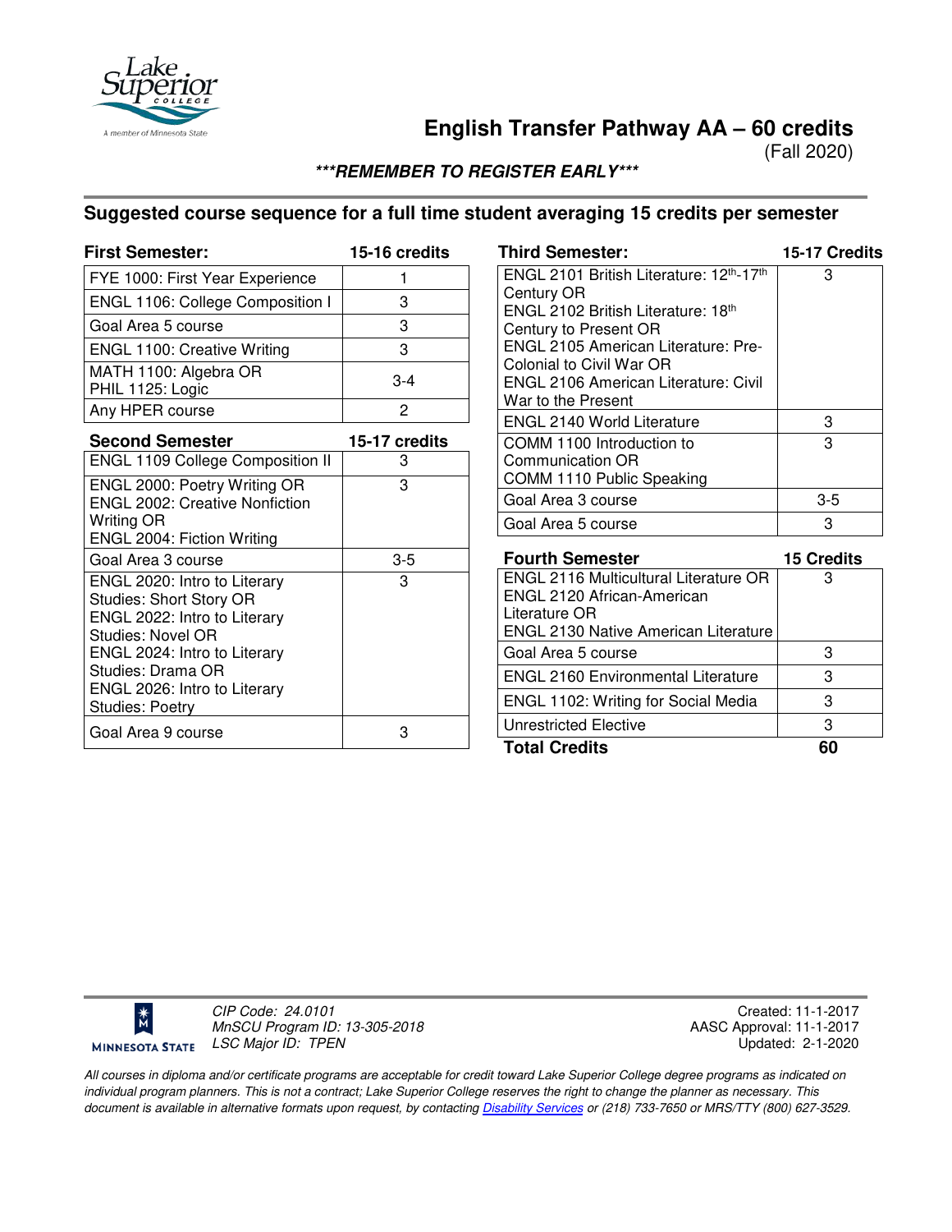# English Transfer Pathway AA – 60 credits

(Fall 2020)

***REMEMBER TO REGISTER EARLY***

## Suggested course sequence for a full time student averaging 15 credits per semester

| First Semester: | 15-16 credits |
|---|---|
| FYE 1000: First Year Experience | 1 |
| ENGL 1106: College Composition I | 3 |
| Goal Area 5 course | 3 |
| ENGL 1100: Creative Writing | 3 |
| MATH 1100: Algebra OR PHIL 1125: Logic | 3-4 |
| Any HPER course | 2 |

| Second Semester | 15-17 credits |
|---|---|
| ENGL 1109 College Composition II | 3 |
| ENGL 2000: Poetry Writing OR ENGL 2002: Creative Nonfiction Writing OR ENGL 2004: Fiction Writing | 3 |
| Goal Area 3 course | 3-5 |
| ENGL 2020: Intro to Literary Studies: Short Story OR ENGL 2022: Intro to Literary Studies: Novel OR ENGL 2024: Intro to Literary Studies: Drama OR ENGL 2026: Intro to Literary Studies: Poetry | 3 |
| Goal Area 9 course | 3 |

| Third Semester: | 15-17 Credits |
|---|---|
| ENGL 2101 British Literature: 12th-17th Century OR ENGL 2102 British Literature: 18th Century to Present OR ENGL 2105 American Literature: Pre-Colonial to Civil War OR ENGL 2106 American Literature: Civil War to the Present | 3 |
| ENGL 2140 World Literature | 3 |
| COMM 1100 Introduction to Communication OR COMM 1110 Public Speaking | 3 |
| Goal Area 3 course | 3-5 |
| Goal Area 5 course | 3 |

| Fourth Semester | 15 Credits |
|---|---|
| ENGL 2116 Multicultural Literature OR ENGL 2120 African-American Literature OR ENGL 2130 Native American Literature | 3 |
| Goal Area 5 course | 3 |
| ENGL 2160 Environmental Literature | 3 |
| ENGL 1102: Writing for Social Media | 3 |
| Unrestricted Elective | 3 |
| **Total Credits** | **60** |

*CIP Code: 24.0101*
*MnSCU Program ID: 13-305-2018*
*LSC Major ID: TPEN*

Created: 11-1-2017
AASC Approval: 11-1-2017
Updated: 2-1-2020

*All courses in diploma and/or certificate programs are acceptable for credit toward Lake Superior College degree programs as indicated on individual program planners. This is not a contract; Lake Superior College reserves the right to change the planner as necessary. This document is available in alternative formats upon request, by contacting Disability Services or (218) 733-7650 or MRS/TTY (800) 627-3529.*